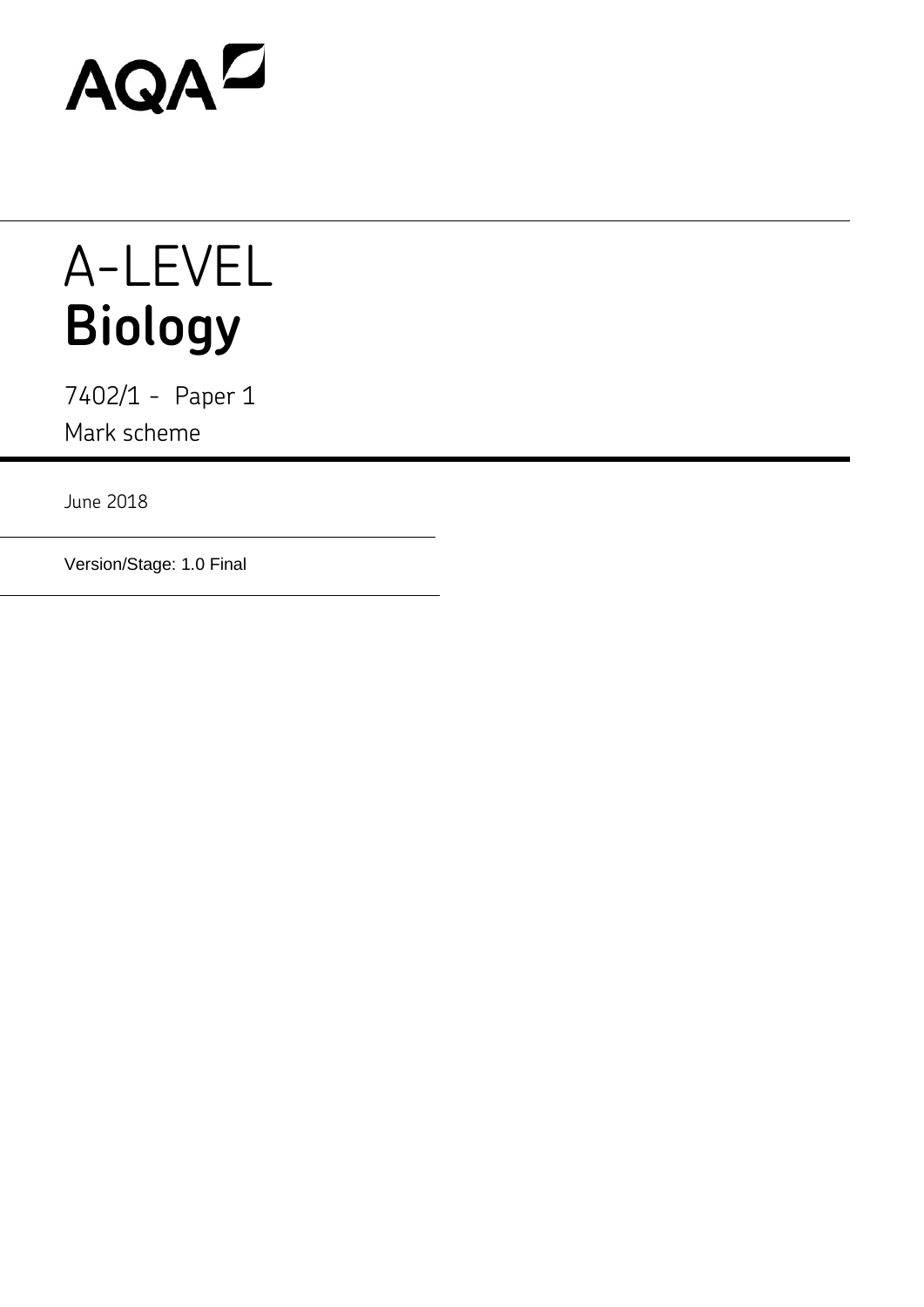AQA

# A-LEVEL
# **Biology**

7402/1 - Paper 1

Mark scheme

June 2018

Version/Stage: 1.0 Final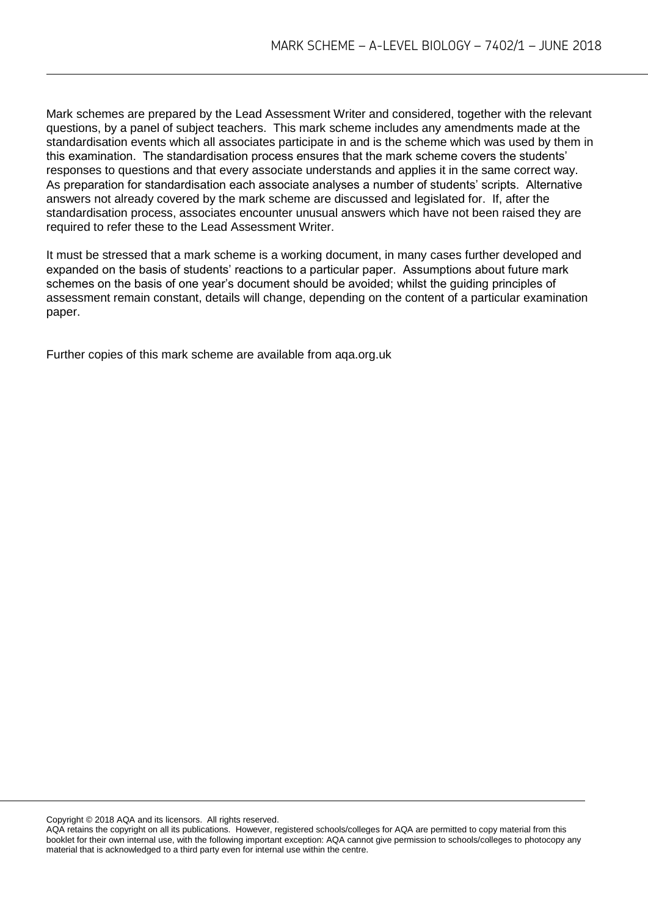Mark schemes are prepared by the Lead Assessment Writer and considered, together with the relevant questions, by a panel of subject teachers. This mark scheme includes any amendments made at the standardisation events which all associates participate in and is the scheme which was used by them in this examination. The standardisation process ensures that the mark scheme covers the students' responses to questions and that every associate understands and applies it in the same correct way. As preparation for standardisation each associate analyses a number of students' scripts. Alternative answers not already covered by the mark scheme are discussed and legislated for. If, after the standardisation process, associates encounter unusual answers which have not been raised they are required to refer these to the Lead Assessment Writer.

It must be stressed that a mark scheme is a working document, in many cases further developed and expanded on the basis of students' reactions to a particular paper. Assumptions about future mark schemes on the basis of one year's document should be avoided; whilst the guiding principles of assessment remain constant, details will change, depending on the content of a particular examination paper.

Further copies of this mark scheme are available from aqa.org.uk

Copyright © 2018 AQA and its licensors. All rights reserved.
AQA retains the copyright on all its publications. However, registered schools/colleges for AQA are permitted to copy material from this booklet for their own internal use, with the following important exception: AQA cannot give permission to schools/colleges to photocopy any material that is acknowledged to a third party even for internal use within the centre.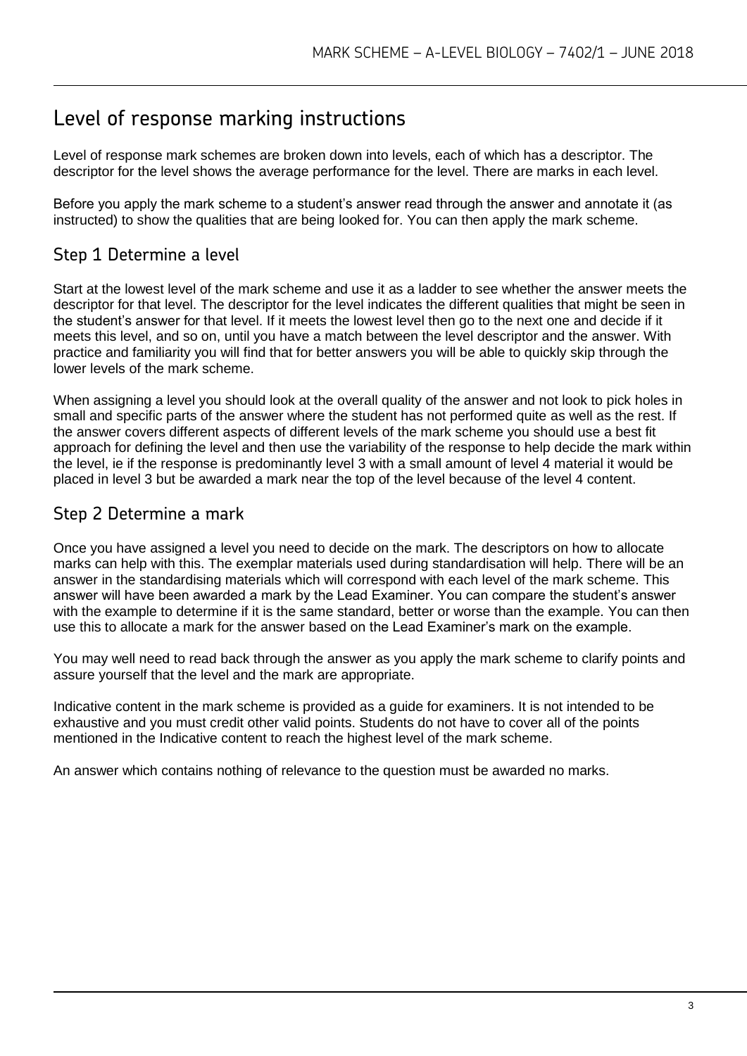# Level of response marking instructions

Level of response mark schemes are broken down into levels, each of which has a descriptor. The descriptor for the level shows the average performance for the level. There are marks in each level.

Before you apply the mark scheme to a student's answer read through the answer and annotate it (as instructed) to show the qualities that are being looked for. You can then apply the mark scheme.

## Step 1 Determine a level

Start at the lowest level of the mark scheme and use it as a ladder to see whether the answer meets the descriptor for that level. The descriptor for the level indicates the different qualities that might be seen in the student's answer for that level. If it meets the lowest level then go to the next one and decide if it meets this level, and so on, until you have a match between the level descriptor and the answer. With practice and familiarity you will find that for better answers you will be able to quickly skip through the lower levels of the mark scheme.

When assigning a level you should look at the overall quality of the answer and not look to pick holes in small and specific parts of the answer where the student has not performed quite as well as the rest. If the answer covers different aspects of different levels of the mark scheme you should use a best fit approach for defining the level and then use the variability of the response to help decide the mark within the level, ie if the response is predominantly level 3 with a small amount of level 4 material it would be placed in level 3 but be awarded a mark near the top of the level because of the level 4 content.

## Step 2 Determine a mark

Once you have assigned a level you need to decide on the mark. The descriptors on how to allocate marks can help with this. The exemplar materials used during standardisation will help. There will be an answer in the standardising materials which will correspond with each level of the mark scheme. This answer will have been awarded a mark by the Lead Examiner. You can compare the student's answer with the example to determine if it is the same standard, better or worse than the example. You can then use this to allocate a mark for the answer based on the Lead Examiner's mark on the example.

You may well need to read back through the answer as you apply the mark scheme to clarify points and assure yourself that the level and the mark are appropriate.

Indicative content in the mark scheme is provided as a guide for examiners. It is not intended to be exhaustive and you must credit other valid points. Students do not have to cover all of the points mentioned in the Indicative content to reach the highest level of the mark scheme.

An answer which contains nothing of relevance to the question must be awarded no marks.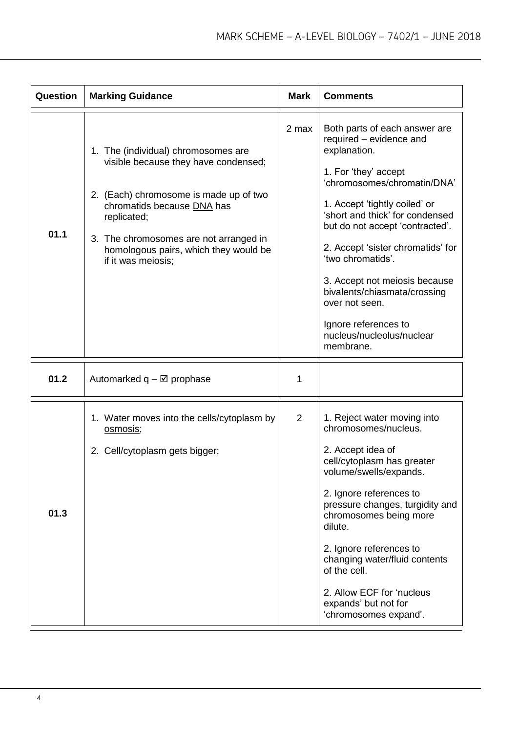| Question | Marking Guidance | Mark | Comments |
|---|---|---|---|
| 01.1 | 1. The (individual) chromosomes are visible because they have condensed;<br><br>2. (Each) chromosome is made up of two chromatids because DNA has replicated;<br><br>3. The chromosomes are not arranged in homologous pairs, which they would be if it was meiosis; | 2 max | Both parts of each answer are required – evidence and explanation.<br><br>1. For 'they' accept 'chromosomes/chromatin/DNA'<br><br>1. Accept 'tightly coiled' or 'short and thick' for condensed but do not accept 'contracted'.<br><br>2. Accept 'sister chromatids' for 'two chromatids'.<br><br>3. Accept not meiosis because bivalents/chiasmata/crossing over not seen.<br><br>Ignore references to nucleus/nucleolus/nuclear membrane. |
| 01.2 | Automarked q – ☑ prophase | 1 | |
| 01.3 | 1. Water moves into the cells/cytoplasm by osmosis;<br><br>2. Cell/cytoplasm gets bigger; | 2 | 1. Reject water moving into chromosomes/nucleus.<br><br>2. Accept idea of cell/cytoplasm has greater volume/swells/expands.<br><br>2. Ignore references to pressure changes, turgidity and chromosomes being more dilute.<br><br>2. Ignore references to changing water/fluid contents of the cell.<br><br>2. Allow ECF for 'nucleus expands' but not for 'chromosomes expand'. |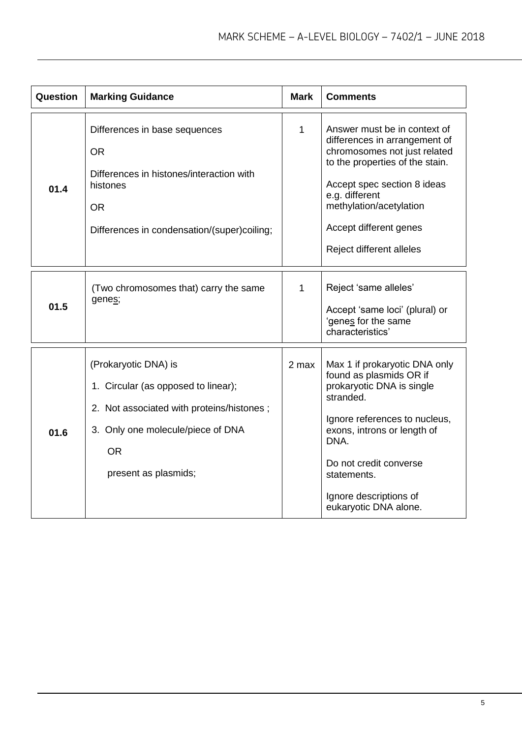| Question | Marking Guidance | Mark | Comments |
|---|---|---|---|
| 01.4 | Differences in base sequences<br><br>OR<br><br>Differences in histones/interaction with histones<br><br>OR<br><br>Differences in condensation/(super)coiling; | 1 | Answer must be in context of differences in arrangement of chromosomes not just related to the properties of the stain.<br><br>Accept spec section 8 ideas e.g. different methylation/acetylation<br><br>Accept different genes<br><br>Reject different alleles |
| 01.5 | (Two chromosomes that) carry the same gene<u>s</u>; | 1 | Reject 'same alleles'<br><br>Accept 'same loci' (plural) or 'gene<u>s</u> for the same characteristics' |
| 01.6 | (Prokaryotic DNA) is<br><br>1. Circular (as opposed to linear);<br><br>2. Not associated with proteins/histones ;<br><br>3. Only one molecule/piece of DNA<br><br>OR<br><br>present as plasmids; | 2 max | Max 1 if prokaryotic DNA only found as plasmids OR if prokaryotic DNA is single stranded.<br><br>Ignore references to nucleus, exons, introns or length of DNA.<br><br>Do not credit converse statements.<br><br>Ignore descriptions of eukaryotic DNA alone. |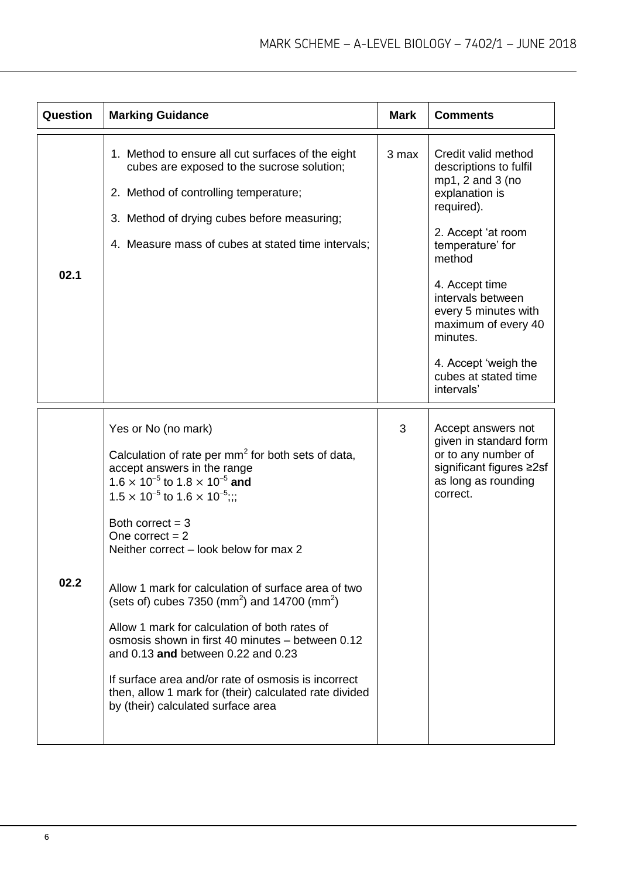| Question | Marking Guidance | Mark | Comments |
|---|---|---|---|
| 02.1 | 1. Method to ensure all cut surfaces of the eight cubes are exposed to the sucrose solution;<br>2. Method of controlling temperature;<br>3. Method of drying cubes before measuring;<br>4. Measure mass of cubes at stated time intervals; | 3 max | Credit valid method descriptions to fulfil mp1, 2 and 3 (no explanation is required).<br><br>2. Accept 'at room temperature' for method<br><br>4. Accept time intervals between every 5 minutes with maximum of every 40 minutes.<br><br>4. Accept 'weigh the cubes at stated time intervals' |
| 02.2 | Yes or No (no mark)<br><br>Calculation of rate per $mm^2$ for both sets of data, accept answers in the range $1.6 \times 10^{-5}$ to $1.8 \times 10^{-5}$ **and** $1.5 \times 10^{-5}$ to $1.6 \times 10^{-5}$;;;<br><br>Both correct = 3<br>One correct = 2<br>Neither correct – look below for max 2<br><br>Allow 1 mark for calculation of surface area of two (sets of) cubes 7350 ($mm^2$) and 14700 ($mm^2$)<br><br>Allow 1 mark for calculation of both rates of osmosis shown in first 40 minutes – between 0.12 and 0.13 **and** between 0.22 and 0.23<br><br>If surface area and/or rate of osmosis is incorrect then, allow 1 mark for (their) calculated rate divided by (their) calculated surface area | 3 | Accept answers not given in standard form or to any number of significant figures ≥2sf as long as rounding correct. |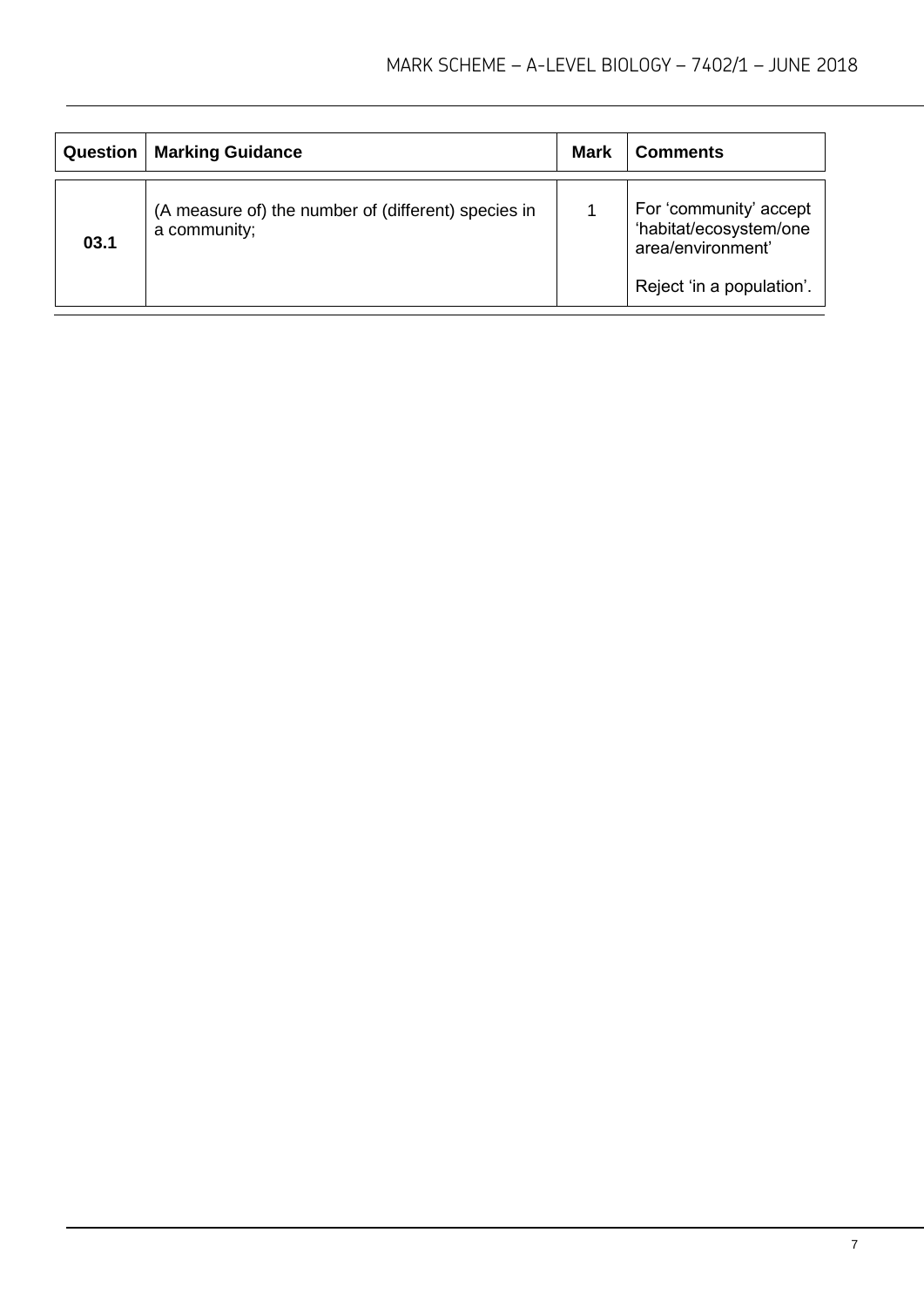| Question | Marking Guidance | Mark | Comments |
| --- | --- | --- | --- |
| 03.1 | (A measure of) the number of (different) species in a community; | 1 | For 'community' accept 'habitat/ecosystem/one area/environment'<br><br>Reject 'in a population'. |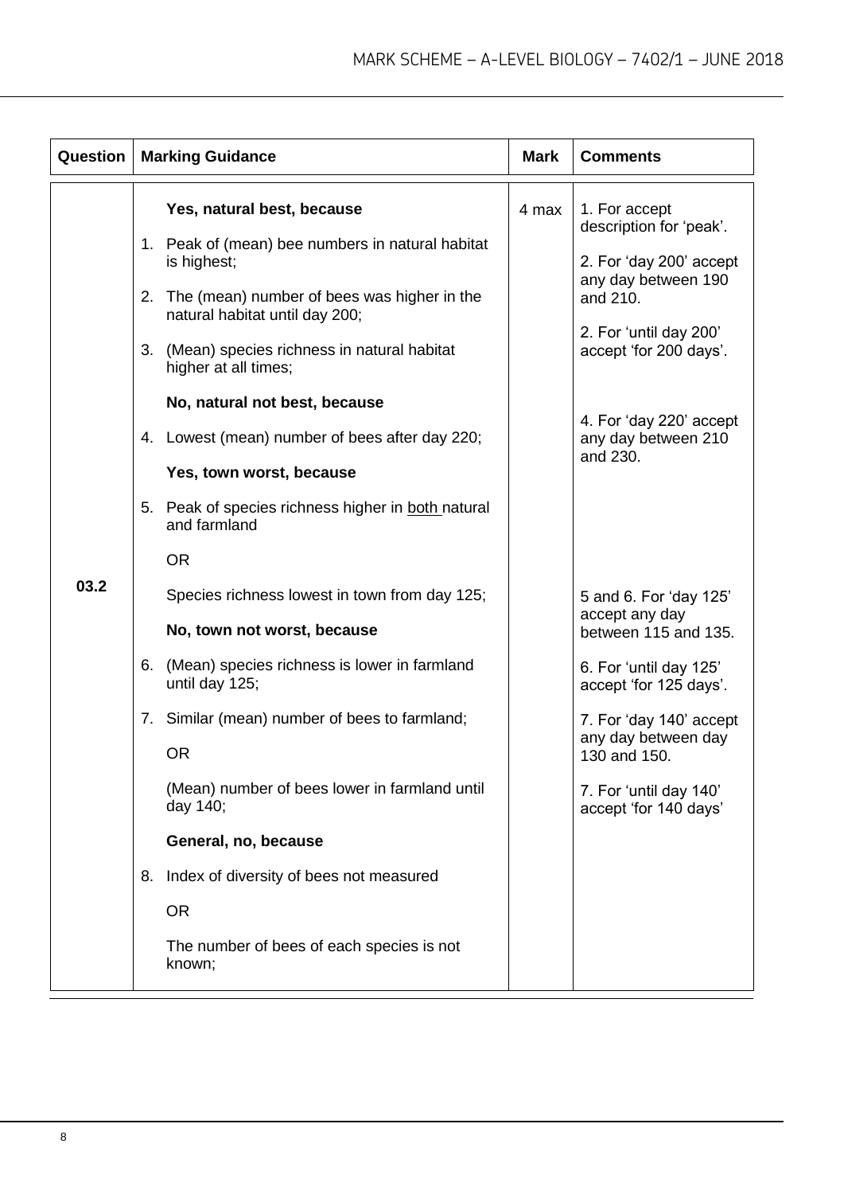| Question | Marking Guidance | Mark | Comments |
|---|---|---|---|
| 03.2 | **Yes, natural best, because**<br><br>1. Peak of (mean) bee numbers in natural habitat is highest;<br><br>2. The (mean) number of bees was higher in the natural habitat until day 200;<br><br>3. (Mean) species richness in natural habitat higher at all times;<br><br>**No, natural not best, because**<br><br>4. Lowest (mean) number of bees after day 220;<br><br>**Yes, town worst, because**<br><br>5. Peak of species richness higher in <u>both</u> natural and farmland<br><br>OR<br><br>Species richness lowest in town from day 125;<br><br>**No, town not worst, because**<br><br>6. (Mean) species richness is lower in farmland until day 125;<br><br>7. Similar (mean) number of bees to farmland;<br><br>OR<br><br>(Mean) number of bees lower in farmland until day 140;<br><br>**General, no, because**<br><br>8. Index of diversity of bees not measured<br><br>OR<br><br>The number of bees of each species is not known; | 4 max | 1. For accept description for 'peak'.<br><br>2. For 'day 200' accept any day between 190 and 210.<br><br>2. For 'until day 200' accept 'for 200 days'.<br><br>4. For 'day 220' accept any day between 210 and 230.<br><br>5 and 6. For 'day 125' accept any day between 115 and 135.<br><br>6. For 'until day 125' accept 'for 125 days'.<br><br>7. For 'day 140' accept any day between day 130 and 150.<br><br>7. For 'until day 140' accept 'for 140 days' |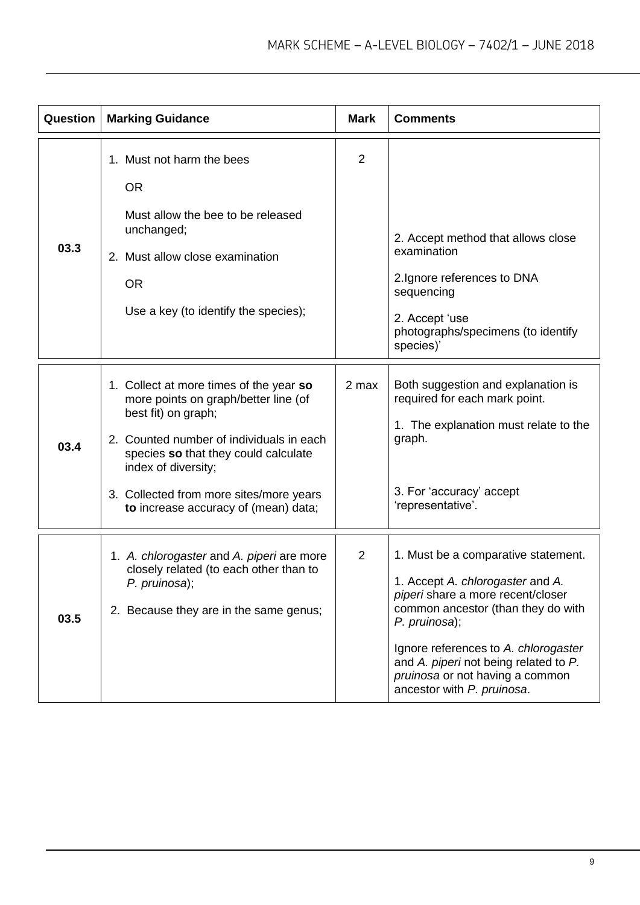| Question | Marking Guidance | Mark | Comments |
|---|---|---|---|
| 03.3 | 1. Must not harm the bees<br><br>OR<br><br>Must allow the bee to be released unchanged;<br><br>2. Must allow close examination<br><br>OR<br><br>Use a key (to identify the species); | 2 | 2. Accept method that allows close examination<br><br>2. Ignore references to DNA sequencing<br><br>2. Accept 'use photographs/specimens (to identify species)' |
| 03.4 | 1. Collect at more times of the year **so** more points on graph/better line (of best fit) on graph;<br><br>2. Counted number of individuals in each species **so** that they could calculate index of diversity;<br><br>3. Collected from more sites/more years **to** increase accuracy of (mean) data; | 2 max | Both suggestion and explanation is required for each mark point.<br><br>1. The explanation must relate to the graph.<br><br>3. For 'accuracy' accept 'representative'. |
| 03.5 | 1. *A. chlorogaster* and *A. piperi* are more closely related (to each other than to *P. pruinosa*);<br><br>2. Because they are in the same genus; | 2 | 1. Must be a comparative statement.<br><br>1. Accept *A. chlorogaster* and *A. piperi* share a more recent/closer common ancestor (than they do with *P. pruinosa*);<br><br>Ignore references to *A. chlorogaster* and *A. piperi* not being related to *P. pruinosa* or not having a common ancestor with *P. pruinosa*. |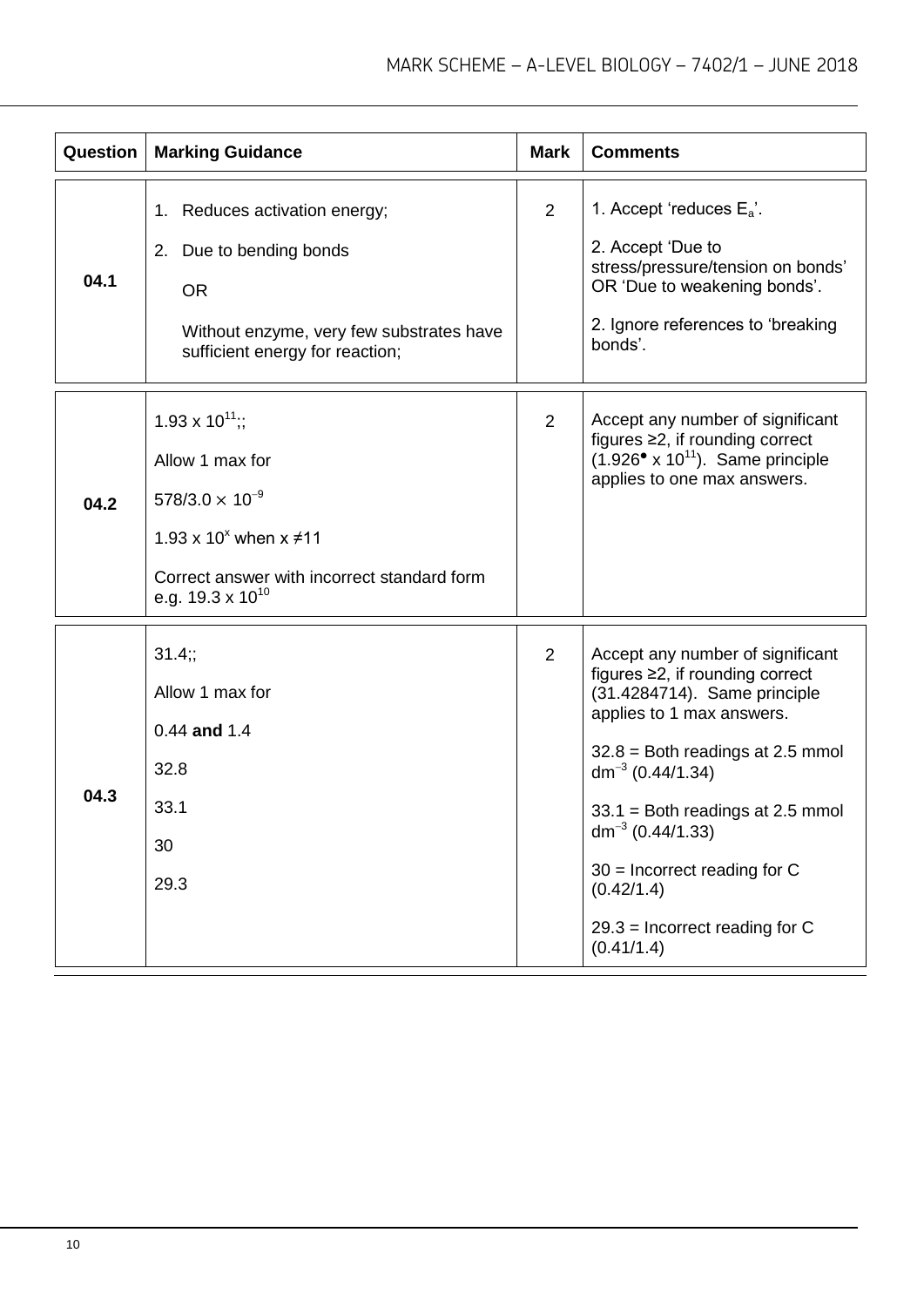| Question | Marking Guidance | Mark | Comments |
|---|---|---|---|
| 04.1 | 1. Reduces activation energy;<br><br>2. Due to bending bonds<br><br>OR<br><br>Without enzyme, very few substrates have sufficient energy for reaction; | 2 | 1. Accept 'reduces $E_a$'.<br><br>2. Accept 'Due to stress/pressure/tension on bonds' OR 'Due to weakening bonds'.<br><br>2. Ignore references to 'breaking bonds'. |
| 04.2 | $1.93 \times 10^{11}$;;<br><br>Allow 1 max for<br><br>$578/3.0 \times 10^{-9}$<br><br>$1.93 \times 10^{x}$ when $x \neq 11$<br><br>Correct answer with incorrect standard form e.g. $19.3 \times 10^{10}$ | 2 | Accept any number of significant figures ≥2, if rounding correct ($1.92\dot{6} \times 10^{11}$). Same principle applies to one max answers. |
| 04.3 | 31.4;;<br><br>Allow 1 max for<br><br>0.44 **and** 1.4<br><br>32.8<br><br>33.1<br><br>30<br><br>29.3 | 2 | Accept any number of significant figures ≥2, if rounding correct (31.4284714). Same principle applies to 1 max answers.<br><br>32.8 = Both readings at 2.5 mmol $dm^{-3}$ (0.44/1.34)<br><br>33.1 = Both readings at 2.5 mmol $dm^{-3}$ (0.44/1.33)<br><br>30 = Incorrect reading for C (0.42/1.4)<br><br>29.3 = Incorrect reading for C (0.41/1.4) |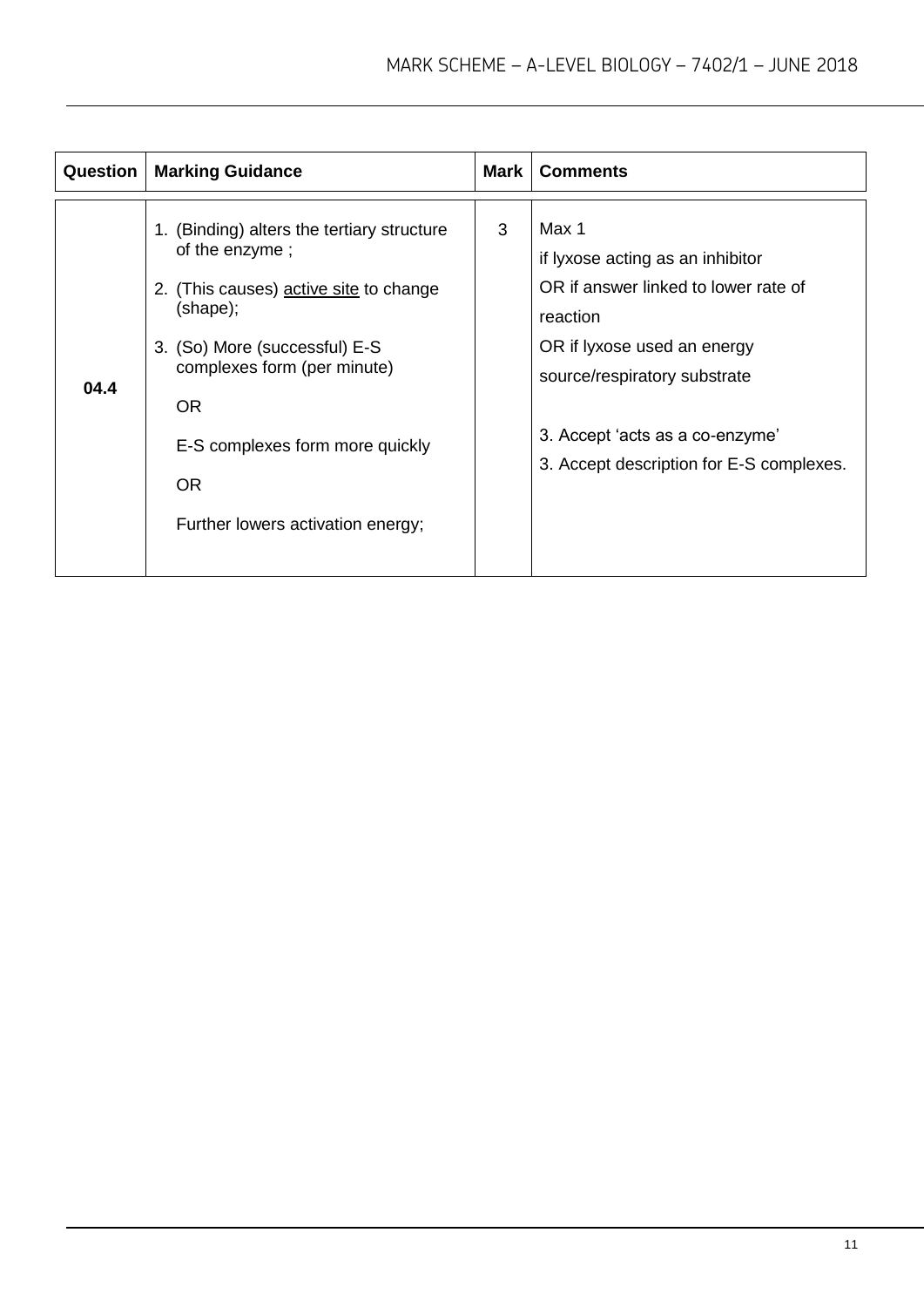| Question | Marking Guidance | Mark | Comments |
|---|---|---|---|
| 04.4 | 1. (Binding) alters the tertiary structure of the enzyme ;<br><br>2. (This causes) <u>active site</u> to change (shape);<br><br>3. (So) More (successful) E-S complexes form (per minute)<br><br>OR<br><br>E-S complexes form more quickly<br><br>OR<br><br>Further lowers activation energy; | 3 | Max 1<br>if lyxose acting as an inhibitor<br>OR if answer linked to lower rate of reaction<br>OR if lyxose used an energy source/respiratory substrate<br><br>3. Accept 'acts as a co-enzyme'<br>3. Accept description for E-S complexes. |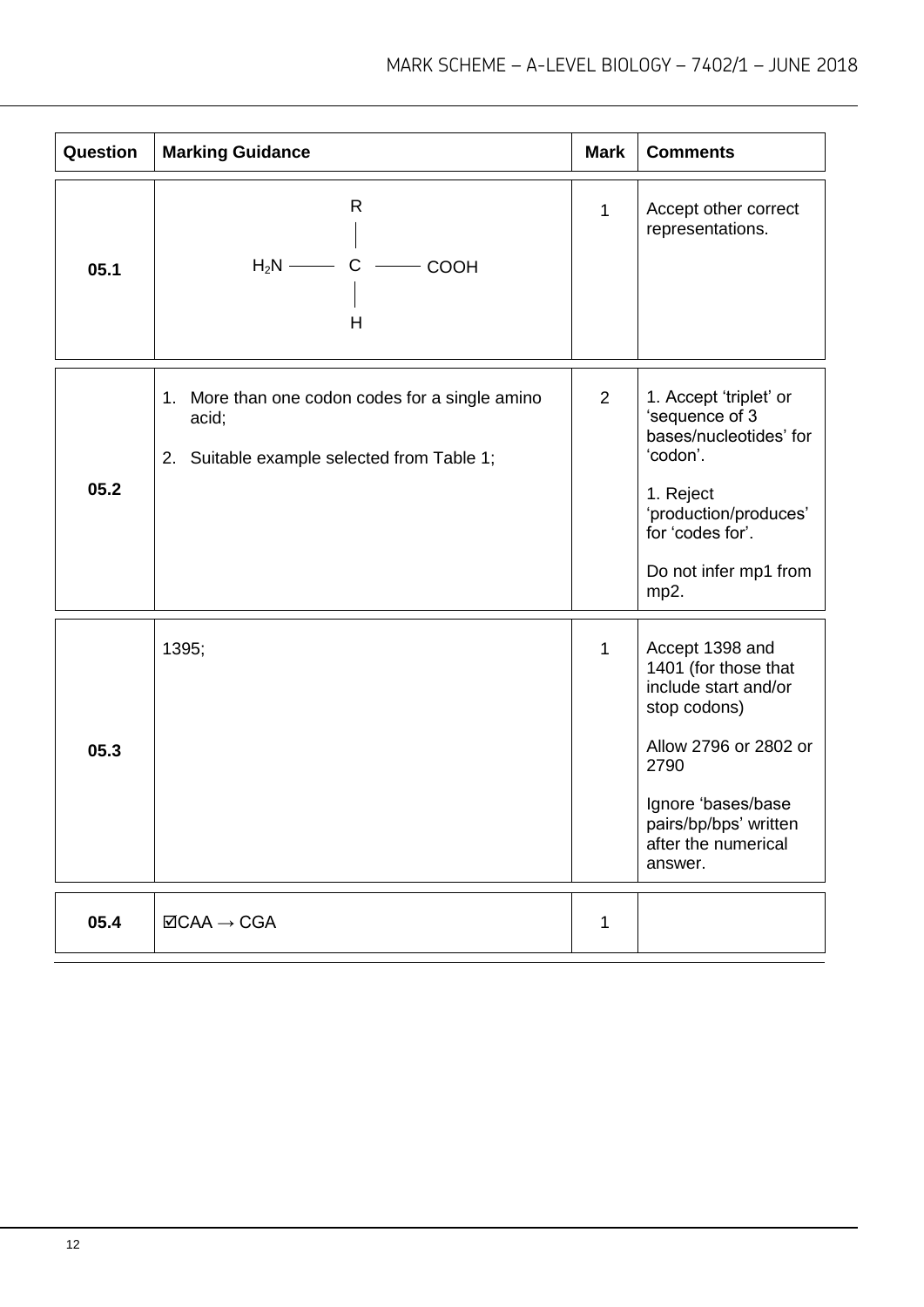| Question | Marking Guidance | Mark | Comments |
|---|---|---|---|
| 05.1 | $H_2N - \underset{\underset{H}{\vert}}{\overset{\overset{R}{\vert}}{C}} - COOH$ | 1 | Accept other correct representations. |
| 05.2 | 1. More than one codon codes for a single amino acid;<br>2. Suitable example selected from Table 1; | 2 | 1. Accept 'triplet' or 'sequence of 3 bases/nucleotides' for 'codon'.<br><br>1. Reject 'production/produces' for 'codes for'.<br><br>Do not infer mp1 from mp2. |
| 05.3 | 1395; | 1 | Accept 1398 and 1401 (for those that include start and/or stop codons)<br><br>Allow 2796 or 2802 or 2790<br><br>Ignore 'bases/base pairs/bp/bps' written after the numerical answer. |
| 05.4 | ☑CAA → CGA | 1 | |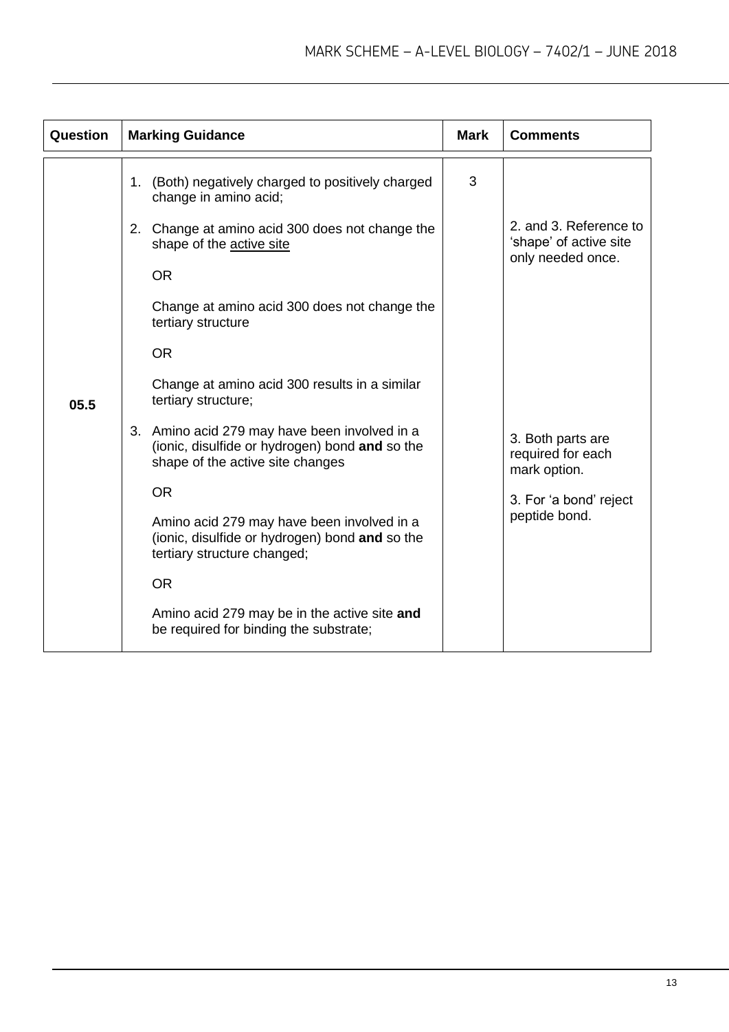| Question | Marking Guidance | Mark | Comments |
|---|---|---|---|
| 05.5 | 1. (Both) negatively charged to positively charged change in amino acid;<br><br>2. Change at amino acid 300 does not change the shape of the <u>active site</u><br><br>OR<br><br>Change at amino acid 300 does not change the tertiary structure<br><br>OR<br><br>Change at amino acid 300 results in a similar tertiary structure;<br><br>3. Amino acid 279 may have been involved in a (ionic, disulfide or hydrogen) bond **and** so the shape of the active site changes<br><br>OR<br><br>Amino acid 279 may have been involved in a (ionic, disulfide or hydrogen) bond **and** so the tertiary structure changed;<br><br>OR<br><br>Amino acid 279 may be in the active site **and** be required for binding the substrate; | 3 | 2. and 3. Reference to 'shape' of active site only needed once.<br><br>3. Both parts are required for each mark option.<br><br>3. For 'a bond' reject peptide bond. |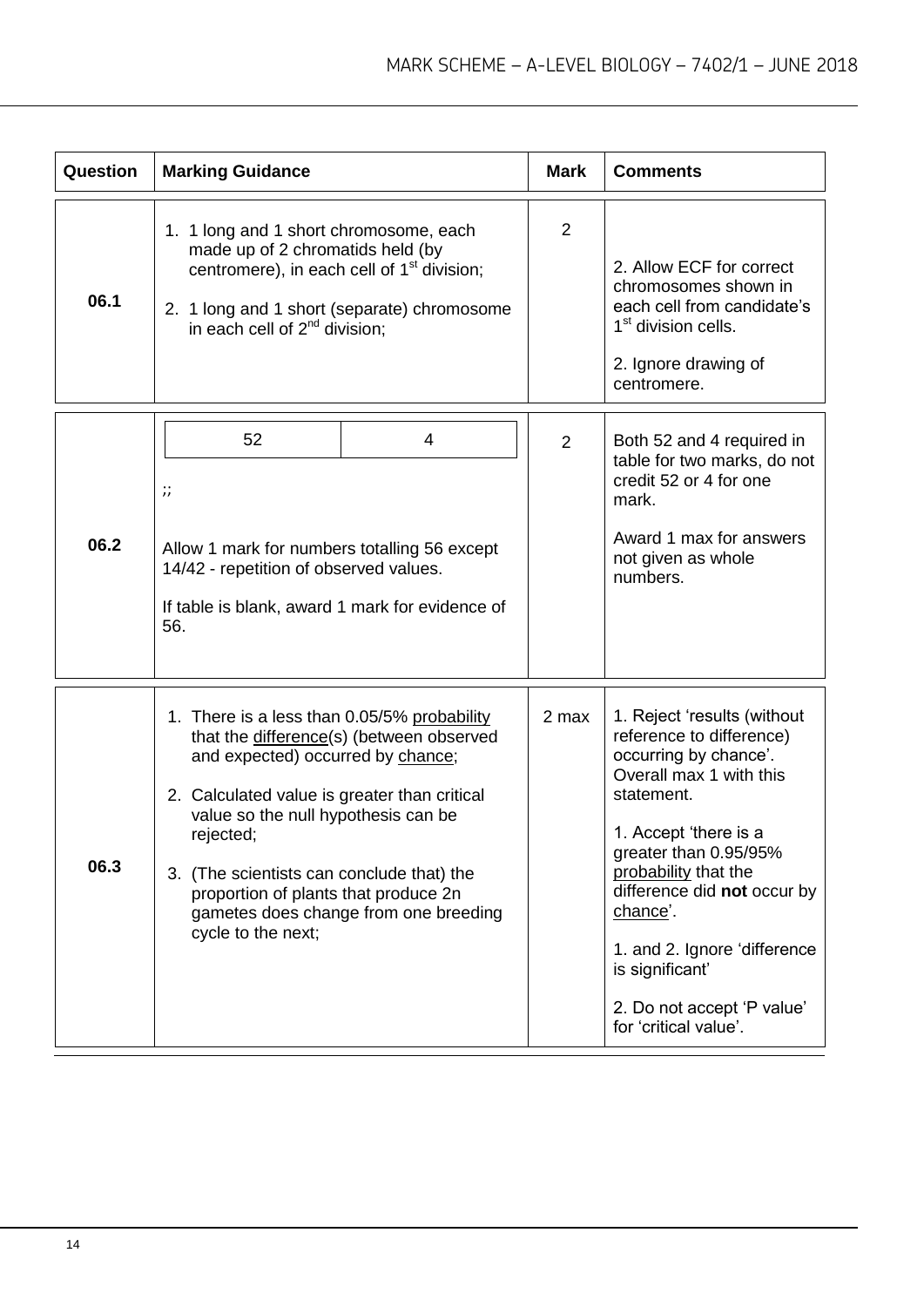| Question | Marking Guidance | Mark | Comments |
|---|---|---|---|
| 06.1 | 1. 1 long and 1 short chromosome, each made up of 2 chromatids held (by centromere), in each cell of 1st division;<br><br>2. 1 long and 1 short (separate) chromosome in each cell of 2nd division; | 2 | 2. Allow ECF for correct chromosomes shown in each cell from candidate's 1st division cells.<br><br>2. Ignore drawing of centromere. |
| 06.2 | 52 \| 4<br><br>;;<br><br>Allow 1 mark for numbers totalling 56 except 14/42 - repetition of observed values.<br><br>If table is blank, award 1 mark for evidence of 56. | 2 | Both 52 and 4 required in table for two marks, do not credit 52 or 4 for one mark.<br><br>Award 1 max for answers not given as whole numbers. |
| 06.3 | 1. There is a less than 0.05/5% probability that the difference(s) (between observed and expected) occurred by chance;<br><br>2. Calculated value is greater than critical value so the null hypothesis can be rejected;<br><br>3. (The scientists can conclude that) the proportion of plants that produce 2n gametes does change from one breeding cycle to the next; | 2 max | 1. Reject 'results (without reference to difference) occurring by chance'. Overall max 1 with this statement.<br><br>1. Accept 'there is a greater than 0.95/95% probability that the difference did **not** occur by chance'.<br><br>1. and 2. Ignore 'difference is significant'<br><br>2. Do not accept 'P value' for 'critical value'. |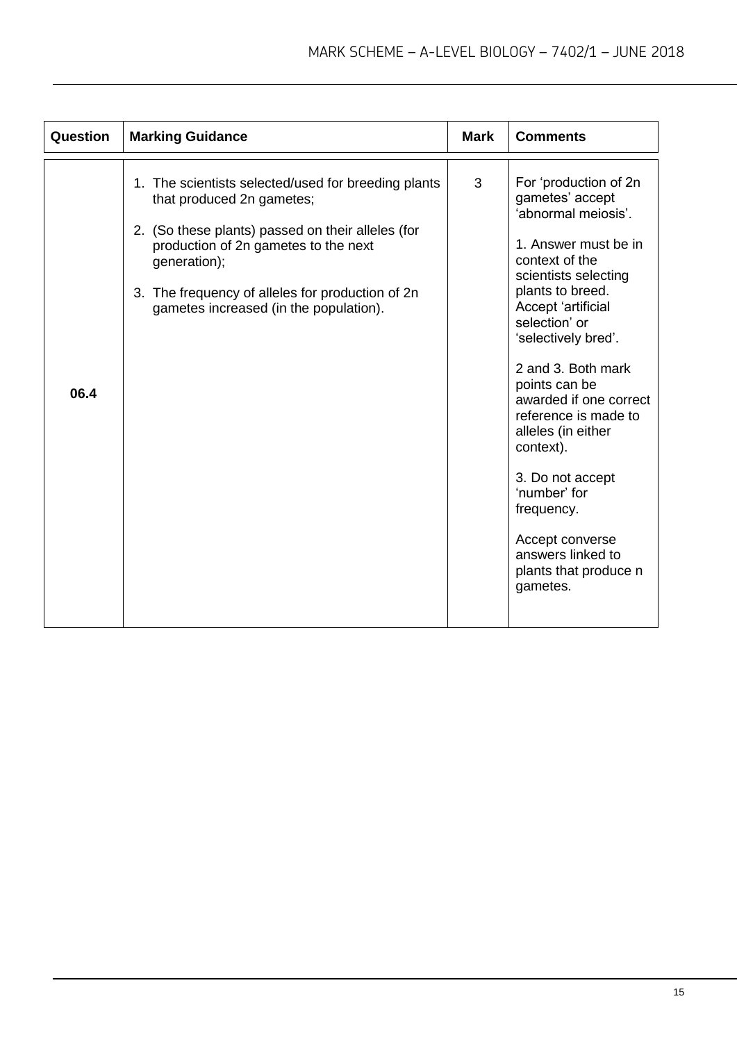| Question | Marking Guidance | Mark | Comments |
|---|---|---|---|
| 06.4 | 1. The scientists selected/used for breeding plants that produced 2n gametes;<br><br>2. (So these plants) passed on their alleles (for production of 2n gametes to the next generation);<br><br>3. The frequency of alleles for production of 2n gametes increased (in the population). | 3 | For 'production of 2n gametes' accept 'abnormal meiosis'.<br><br>1. Answer must be in context of the scientists selecting plants to breed. Accept 'artificial selection' or 'selectively bred'.<br><br>2 and 3. Both mark points can be awarded if one correct reference is made to alleles (in either context).<br><br>3. Do not accept 'number' for frequency.<br><br>Accept converse answers linked to plants that produce n gametes. |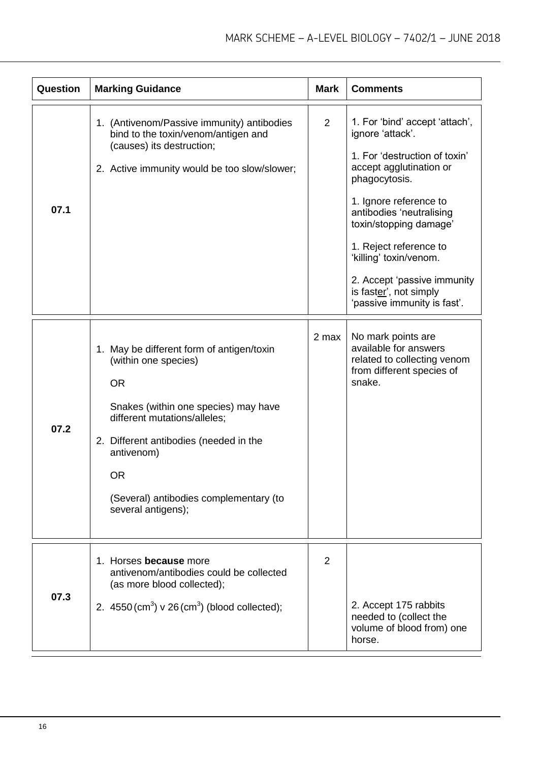| Question | Marking Guidance | Mark | Comments |
|---|---|---|---|
| 07.1 | 1. (Antivenom/Passive immunity) antibodies bind to the toxin/venom/antigen and (causes) its destruction;<br><br>2. Active immunity would be too slow/slower; | 2 | 1. For 'bind' accept 'attach', ignore 'attack'.<br><br>1. For 'destruction of toxin' accept agglutination or phagocytosis.<br><br>1. Ignore reference to antibodies 'neutralising toxin/stopping damage'<br><br>1. Reject reference to 'killing' toxin/venom.<br><br>2. Accept 'passive immunity is fast<u>er</u>', not simply 'passive immunity is fast'. |
| 07.2 | 1. May be different form of antigen/toxin (within one species)<br><br>OR<br><br>Snakes (within one species) may have different mutations/alleles;<br><br>2. Different antibodies (needed in the antivenom)<br><br>OR<br><br>(Several) antibodies complementary (to several antigens); | 2 max | No mark points are available for answers related to collecting venom from different species of snake. |
| 07.3 | 1. Horses **because** more antivenom/antibodies could be collected (as more blood collected);<br><br>2. 4550 ($cm^3$) v 26 ($cm^3$) (blood collected); | 2 | 2. Accept 175 rabbits needed to (collect the volume of blood from) one horse. |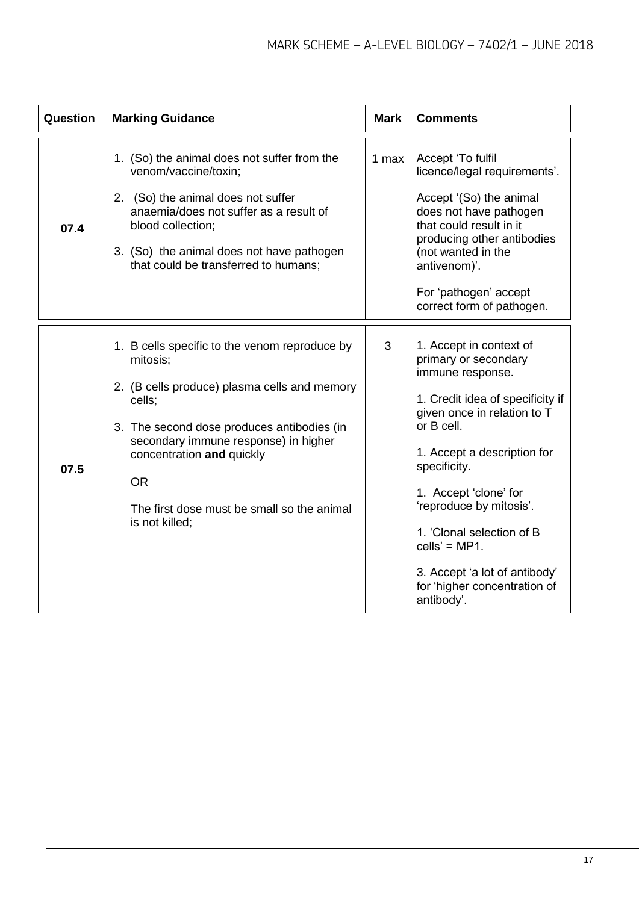| Question | Marking Guidance | Mark | Comments |
|---|---|---|---|
| 07.4 | 1. (So) the animal does not suffer from the venom/vaccine/toxin;<br><br>2. (So) the animal does not suffer anaemia/does not suffer as a result of blood collection;<br><br>3. (So) the animal does not have pathogen that could be transferred to humans; | 1 max | Accept 'To fulfil licence/legal requirements'.<br><br>Accept '(So) the animal does not have pathogen that could result in it producing other antibodies (not wanted in the antivenom)'.<br><br>For 'pathogen' accept correct form of pathogen. |
| 07.5 | 1. B cells specific to the venom reproduce by mitosis;<br><br>2. (B cells produce) plasma cells and memory cells;<br><br>3. The second dose produces antibodies (in secondary immune response) in higher concentration **and** quickly<br><br>OR<br><br>The first dose must be small so the animal is not killed; | 3 | 1. Accept in context of primary or secondary immune response.<br><br>1. Credit idea of specificity if given once in relation to T or B cell.<br><br>1. Accept a description for specificity.<br><br>1. Accept 'clone' for 'reproduce by mitosis'.<br><br>1. 'Clonal selection of B cells' = MP1.<br><br>3. Accept 'a lot of antibody' for 'higher concentration of antibody'. |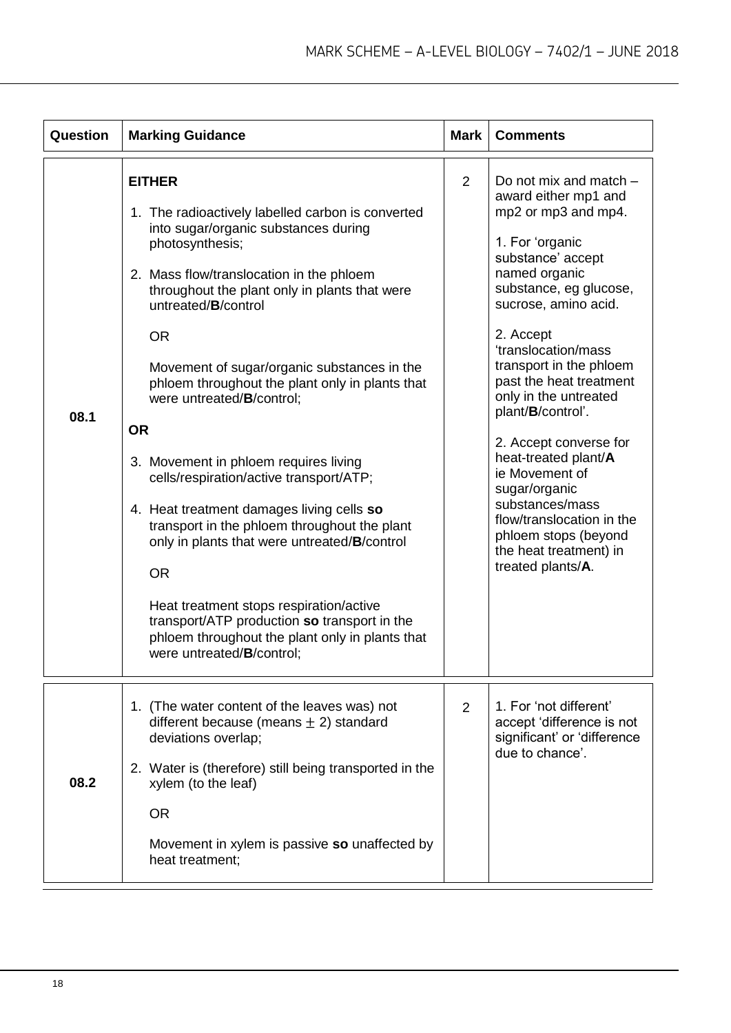| Question | Marking Guidance | Mark | Comments |
|---|---|---|---|
| 08.1 | **EITHER**<br><br>1. The radioactively labelled carbon is converted into sugar/organic substances during photosynthesis;<br><br>2. Mass flow/translocation in the phloem throughout the plant only in plants that were untreated/**B**/control<br><br>OR<br><br>Movement of sugar/organic substances in the phloem throughout the plant only in plants that were untreated/**B**/control;<br><br>**OR**<br><br>3. Movement in phloem requires living cells/respiration/active transport/ATP;<br><br>4. Heat treatment damages living cells **so** transport in the phloem throughout the plant only in plants that were untreated/**B**/control<br><br>OR<br><br>Heat treatment stops respiration/active transport/ATP production **so** transport in the phloem throughout the plant only in plants that were untreated/**B**/control; | 2 | Do not mix and match – award either mp1 and mp2 or mp3 and mp4.<br><br>1. For 'organic substance' accept named organic substance, eg glucose, sucrose, amino acid.<br><br>2. Accept 'translocation/mass transport in the phloem past the heat treatment only in the untreated plant/**B**/control'.<br><br>2. Accept converse for heat-treated plant/**A** ie Movement of sugar/organic substances/mass flow/translocation in the phloem stops (beyond the heat treatment) in treated plants/**A**. |
| 08.2 | 1. (The water content of the leaves was) not different because (means $\pm$ 2) standard deviations overlap;<br><br>2. Water is (therefore) still being transported in the xylem (to the leaf)<br><br>OR<br><br>Movement in xylem is passive **so** unaffected by heat treatment; | 2 | 1. For 'not different' accept 'difference is not significant' or 'difference due to chance'. |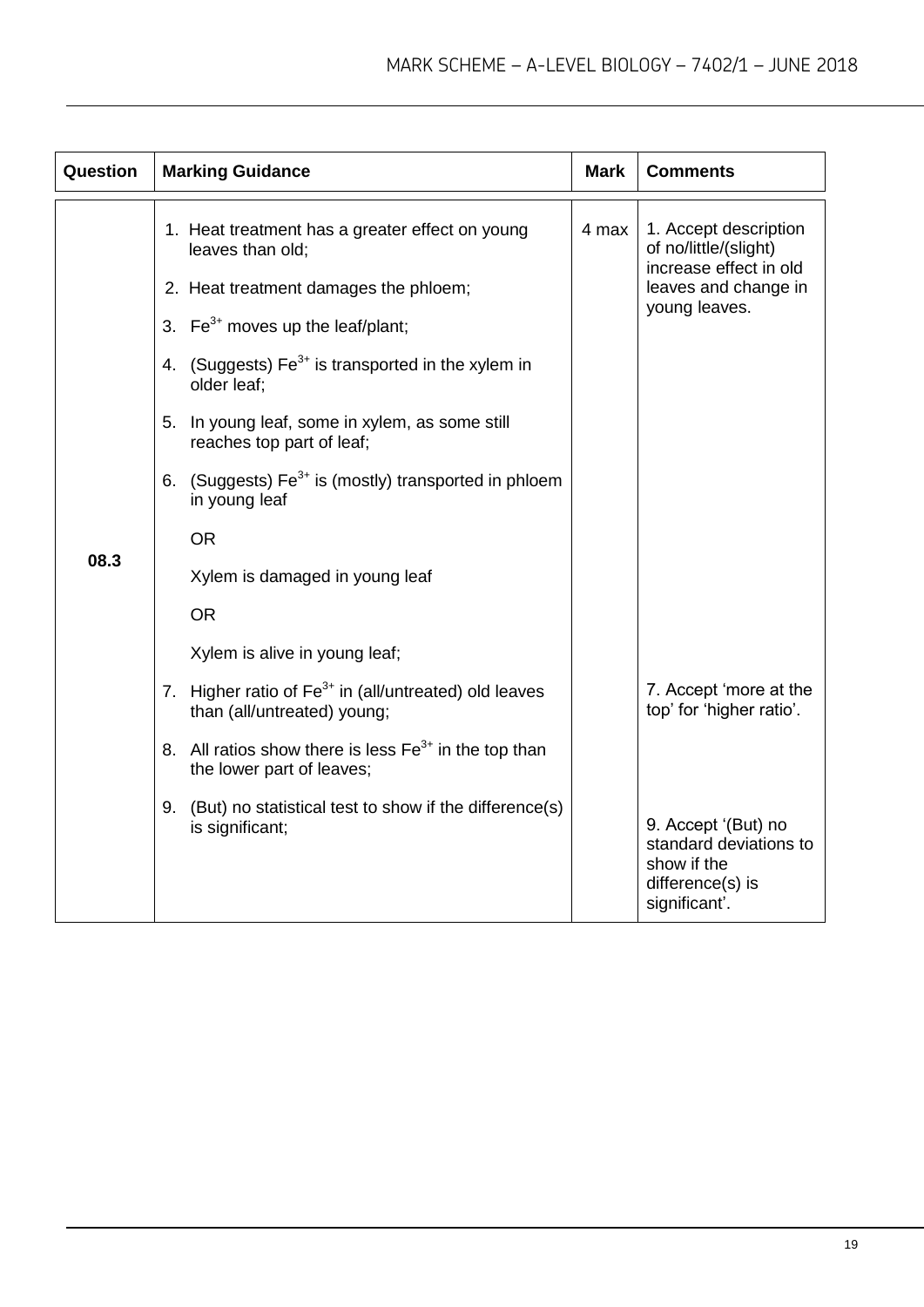| Question | Marking Guidance | Mark | Comments |
|---|---|---|---|
| 08.3 | 1. Heat treatment has a greater effect on young leaves than old;<br><br>2. Heat treatment damages the phloem;<br><br>3. $Fe^{3+}$ moves up the leaf/plant;<br><br>4. (Suggests) $Fe^{3+}$ is transported in the xylem in older leaf;<br><br>5. In young leaf, some in xylem, as some still reaches top part of leaf;<br><br>6. (Suggests) $Fe^{3+}$ is (mostly) transported in phloem in young leaf<br><br>OR<br><br>Xylem is damaged in young leaf<br><br>OR<br><br>Xylem is alive in young leaf;<br><br>7. Higher ratio of $Fe^{3+}$ in (all/untreated) old leaves than (all/untreated) young;<br><br>8. All ratios show there is less $Fe^{3+}$ in the top than the lower part of leaves;<br><br>9. (But) no statistical test to show if the difference(s) is significant; | 4 max | 1. Accept description of no/little/(slight) increase effect in old leaves and change in young leaves.<br><br>7. Accept 'more at the top' for 'higher ratio'.<br><br>9. Accept '(But) no standard deviations to show if the difference(s) is significant'. |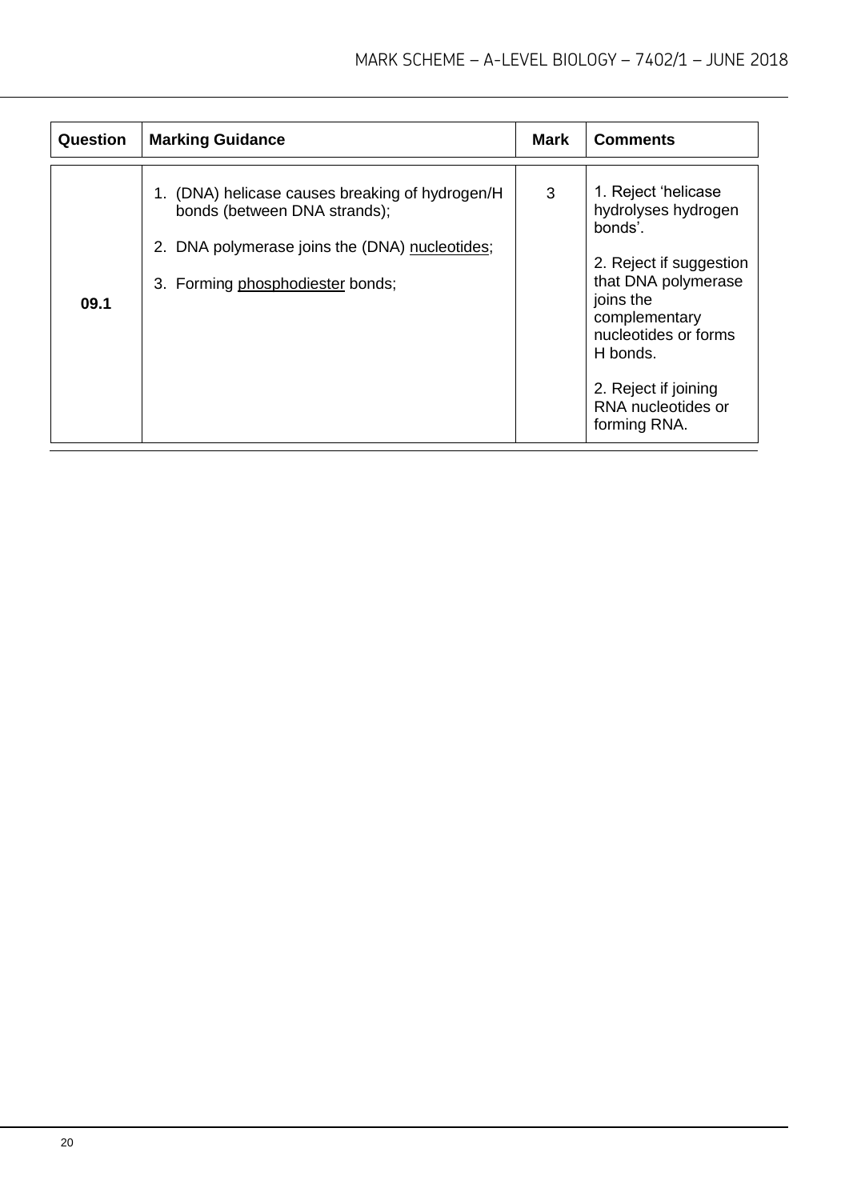| Question | Marking Guidance | Mark | Comments |
|---|---|---|---|
| 09.1 | 1. (DNA) helicase causes breaking of hydrogen/H bonds (between DNA strands);<br><br>2. DNA polymerase joins the (DNA) <u>nucleotides</u>;<br><br>3. Forming <u>phosphodiester</u> bonds; | 3 | 1. Reject 'helicase hydrolyses hydrogen bonds'.<br><br>2. Reject if suggestion that DNA polymerase joins the complementary nucleotides or forms H bonds.<br><br>2. Reject if joining RNA nucleotides or forming RNA. |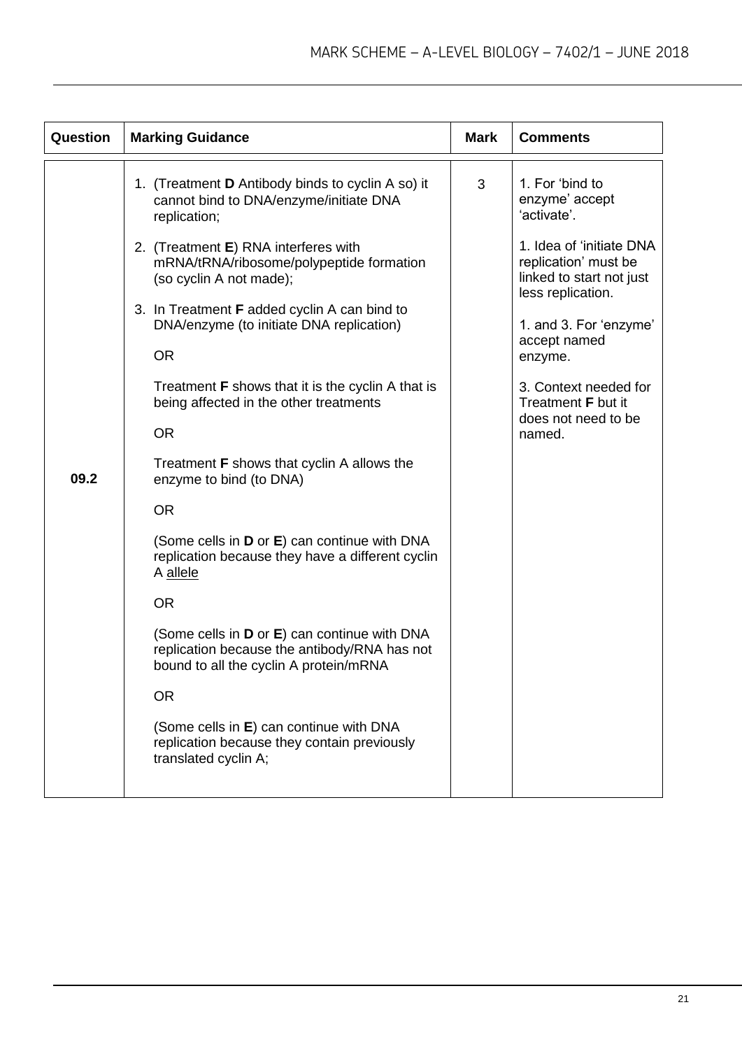| Question | Marking Guidance | Mark | Comments |
|---|---|---|---|
| 09.2 | 1. (Treatment **D** Antibody binds to cyclin A so) it cannot bind to DNA/enzyme/initiate DNA replication;<br><br>2. (Treatment **E**) RNA interferes with mRNA/tRNA/ribosome/polypeptide formation (so cyclin A not made);<br><br>3. In Treatment **F** added cyclin A can bind to DNA/enzyme (to initiate DNA replication)<br><br>OR<br><br>Treatment **F** shows that it is the cyclin A that is being affected in the other treatments<br><br>OR<br><br>Treatment **F** shows that cyclin A allows the enzyme to bind (to DNA)<br><br>OR<br><br>(Some cells in **D** or **E**) can continue with DNA replication because they have a different cyclin A allele<br><br>OR<br><br>(Some cells in **D** or **E**) can continue with DNA replication because the antibody/RNA has not bound to all the cyclin A protein/mRNA<br><br>OR<br><br>(Some cells in **E**) can continue with DNA replication because they contain previously translated cyclin A; | 3 | 1. For 'bind to enzyme' accept 'activate'.<br><br>1. Idea of 'initiate DNA replication' must be linked to start not just less replication.<br><br>1. and 3. For 'enzyme' accept named enzyme.<br><br>3. Context needed for Treatment **F** but it does not need to be named. |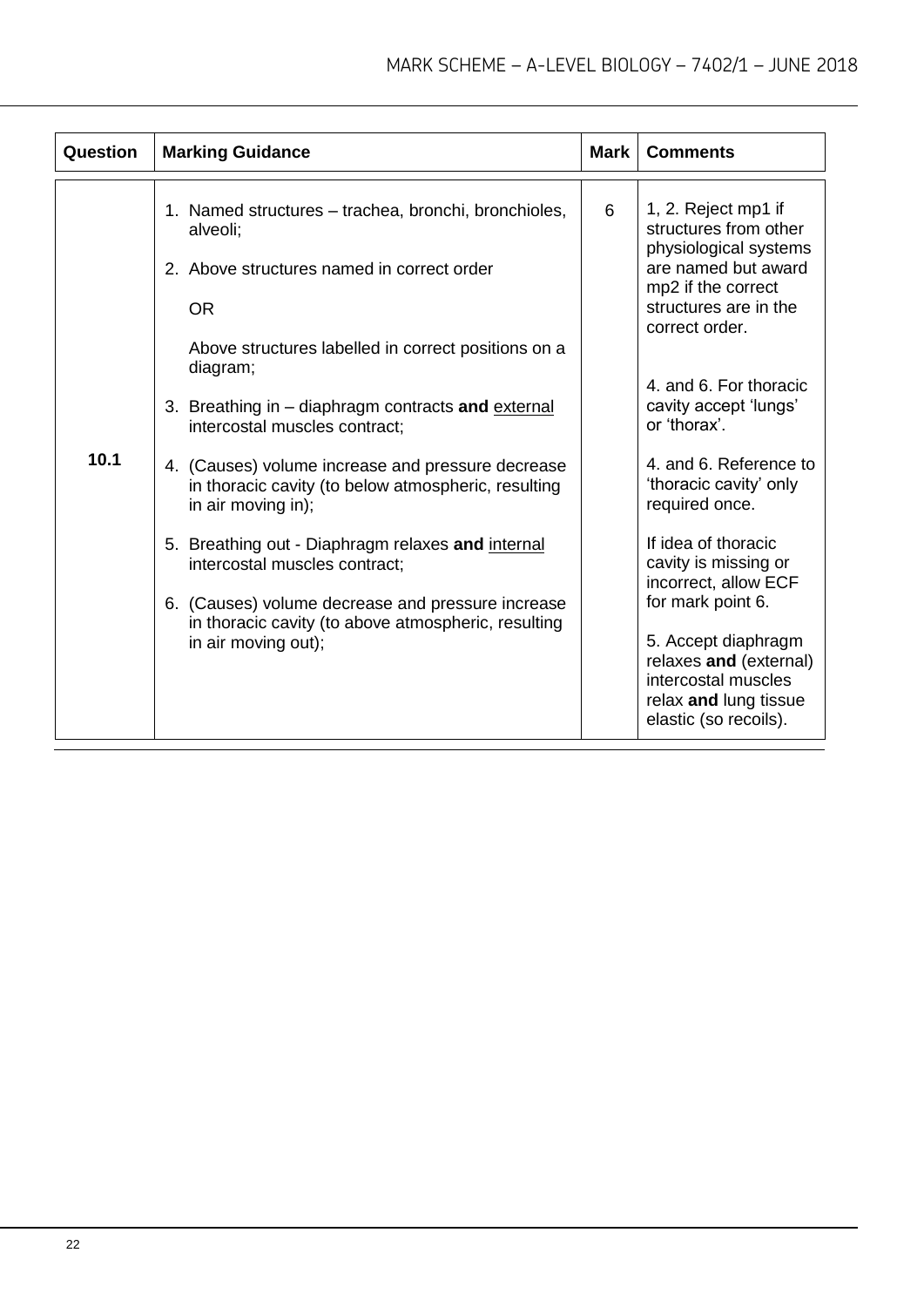| Question | Marking Guidance | Mark | Comments |
|---|---|---|---|
| 10.1 | 1. Named structures – trachea, bronchi, bronchioles, alveoli;<br><br>2. Above structures named in correct order<br><br>OR<br><br>Above structures labelled in correct positions on a diagram;<br><br>3. Breathing in – diaphragm contracts **and** external intercostal muscles contract;<br><br>4. (Causes) volume increase and pressure decrease in thoracic cavity (to below atmospheric, resulting in air moving in);<br><br>5. Breathing out - Diaphragm relaxes **and** internal intercostal muscles contract;<br><br>6. (Causes) volume decrease and pressure increase in thoracic cavity (to above atmospheric, resulting in air moving out); | 6 | 1, 2. Reject mp1 if structures from other physiological systems are named but award mp2 if the correct structures are in the correct order.<br><br>4. and 6. For thoracic cavity accept 'lungs' or 'thorax'.<br><br>4. and 6. Reference to 'thoracic cavity' only required once.<br><br>If idea of thoracic cavity is missing or incorrect, allow ECF for mark point 6.<br><br>5. Accept diaphragm relaxes **and** (external) intercostal muscles relax **and** lung tissue elastic (so recoils). |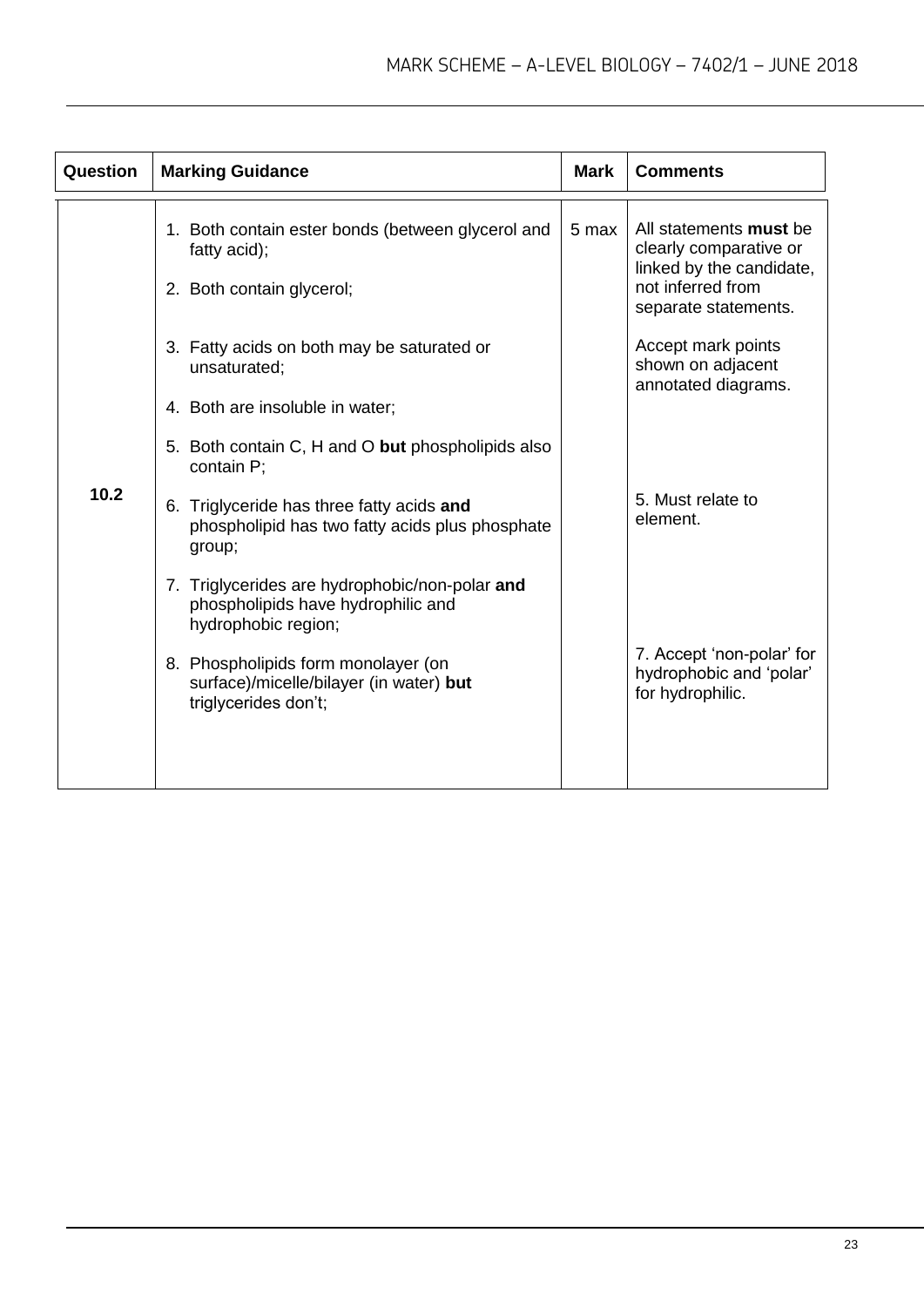| Question | Marking Guidance | Mark | Comments |
|---|---|---|---|
| 10.2 | 1. Both contain ester bonds (between glycerol and fatty acid);<br><br>2. Both contain glycerol;<br><br>3. Fatty acids on both may be saturated or unsaturated;<br><br>4. Both are insoluble in water;<br><br>5. Both contain C, H and O **but** phospholipids also contain P;<br><br>6. Triglyceride has three fatty acids **and** phospholipid has two fatty acids plus phosphate group;<br><br>7. Triglycerides are hydrophobic/non-polar **and** phospholipids have hydrophilic and hydrophobic region;<br><br>8. Phospholipids form monolayer (on surface)/micelle/bilayer (in water) **but** triglycerides don't; | 5 max | All statements **must** be clearly comparative or linked by the candidate, not inferred from separate statements.<br><br>Accept mark points shown on adjacent annotated diagrams.<br><br>5. Must relate to element.<br><br>7. Accept 'non-polar' for hydrophobic and 'polar' for hydrophilic. |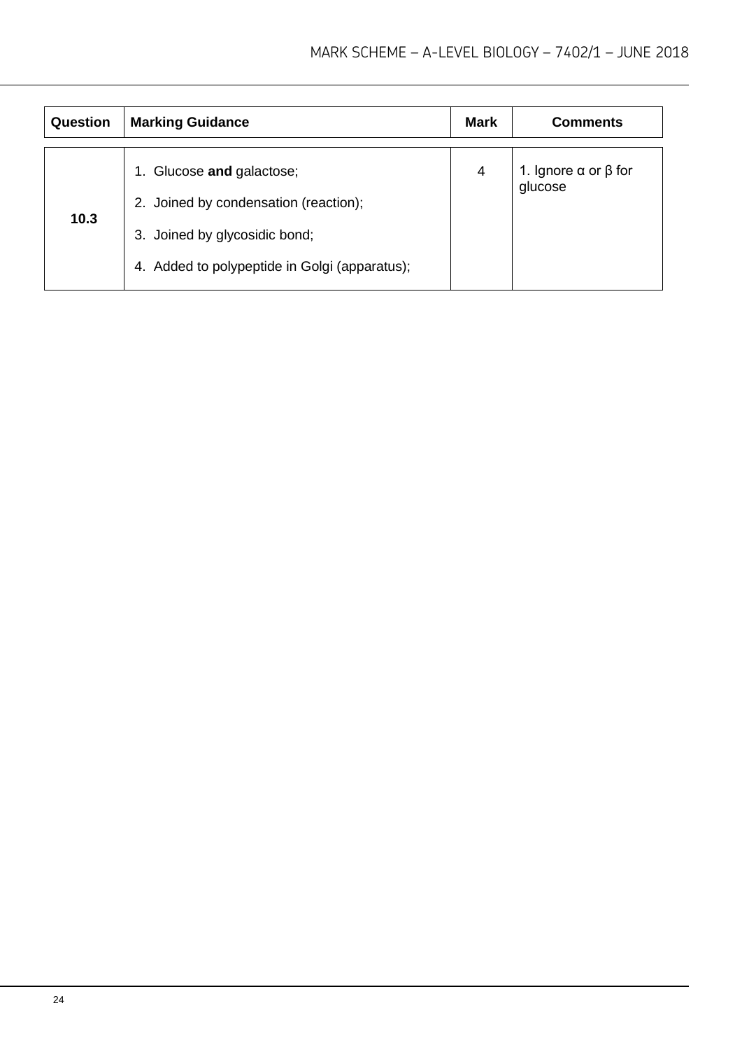| Question | Marking Guidance | Mark | Comments |
|---|---|---|---|
| 10.3 | 1. Glucose **and** galactose;<br>2. Joined by condensation (reaction);<br>3. Joined by glycosidic bond;<br>4. Added to polypeptide in Golgi (apparatus); | 4 | 1. Ignore α or β for glucose |